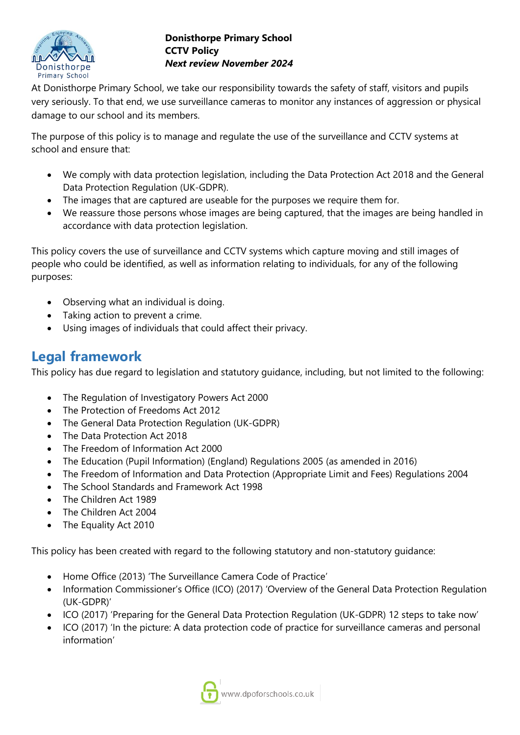**Donisthorpe Primary School**
**CCTV Policy**
***Next review November 2024***

At Donisthorpe Primary School, we take our responsibility towards the safety of staff, visitors and pupils very seriously. To that end, we use surveillance cameras to monitor any instances of aggression or physical damage to our school and its members.

The purpose of this policy is to manage and regulate the use of the surveillance and CCTV systems at school and ensure that:

- We comply with data protection legislation, including the Data Protection Act 2018 and the General Data Protection Regulation (UK-GDPR).
- The images that are captured are useable for the purposes we require them for.
- We reassure those persons whose images are being captured, that the images are being handled in accordance with data protection legislation.

This policy covers the use of surveillance and CCTV systems which capture moving and still images of people who could be identified, as well as information relating to individuals, for any of the following purposes:

- Observing what an individual is doing.
- Taking action to prevent a crime.
- Using images of individuals that could affect their privacy.

## Legal framework

This policy has due regard to legislation and statutory guidance, including, but not limited to the following:

- The Regulation of Investigatory Powers Act 2000
- The Protection of Freedoms Act 2012
- The General Data Protection Regulation (UK-GDPR)
- The Data Protection Act 2018
- The Freedom of Information Act 2000
- The Education (Pupil Information) (England) Regulations 2005 (as amended in 2016)
- The Freedom of Information and Data Protection (Appropriate Limit and Fees) Regulations 2004
- The School Standards and Framework Act 1998
- The Children Act 1989
- The Children Act 2004
- The Equality Act 2010

This policy has been created with regard to the following statutory and non-statutory guidance:

- Home Office (2013) 'The Surveillance Camera Code of Practice'
- Information Commissioner's Office (ICO) (2017) 'Overview of the General Data Protection Regulation (UK-GDPR)'
- ICO (2017) 'Preparing for the General Data Protection Regulation (UK-GDPR) 12 steps to take now'
- ICO (2017) 'In the picture: A data protection code of practice for surveillance cameras and personal information'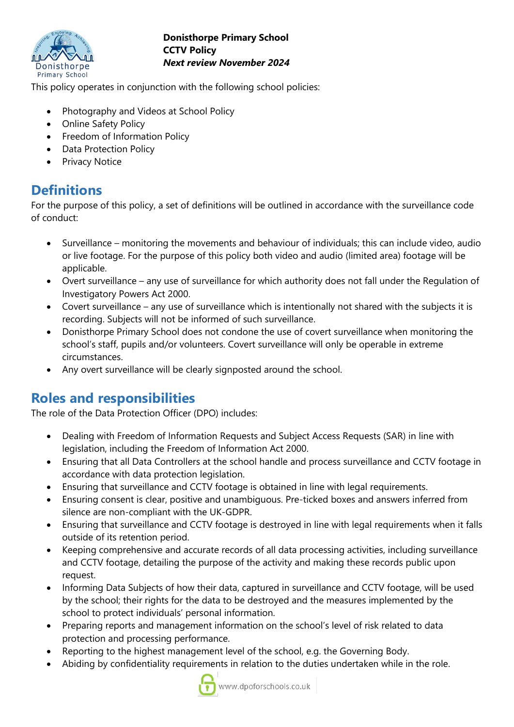**Donisthorpe Primary School**
**CCTV Policy**
***Next review November 2024***

This policy operates in conjunction with the following school policies:

- Photography and Videos at School Policy
- Online Safety Policy
- Freedom of Information Policy
- Data Protection Policy
- Privacy Notice

## Definitions

For the purpose of this policy, a set of definitions will be outlined in accordance with the surveillance code of conduct:

- Surveillance – monitoring the movements and behaviour of individuals; this can include video, audio or live footage. For the purpose of this policy both video and audio (limited area) footage will be applicable.
- Overt surveillance – any use of surveillance for which authority does not fall under the Regulation of Investigatory Powers Act 2000.
- Covert surveillance – any use of surveillance which is intentionally not shared with the subjects it is recording. Subjects will not be informed of such surveillance.
- Donisthorpe Primary School does not condone the use of covert surveillance when monitoring the school's staff, pupils and/or volunteers. Covert surveillance will only be operable in extreme circumstances.
- Any overt surveillance will be clearly signposted around the school.

## Roles and responsibilities

The role of the Data Protection Officer (DPO) includes:

- Dealing with Freedom of Information Requests and Subject Access Requests (SAR) in line with legislation, including the Freedom of Information Act 2000.
- Ensuring that all Data Controllers at the school handle and process surveillance and CCTV footage in accordance with data protection legislation.
- Ensuring that surveillance and CCTV footage is obtained in line with legal requirements.
- Ensuring consent is clear, positive and unambiguous. Pre-ticked boxes and answers inferred from silence are non-compliant with the UK-GDPR.
- Ensuring that surveillance and CCTV footage is destroyed in line with legal requirements when it falls outside of its retention period.
- Keeping comprehensive and accurate records of all data processing activities, including surveillance and CCTV footage, detailing the purpose of the activity and making these records public upon request.
- Informing Data Subjects of how their data, captured in surveillance and CCTV footage, will be used by the school; their rights for the data to be destroyed and the measures implemented by the school to protect individuals' personal information.
- Preparing reports and management information on the school's level of risk related to data protection and processing performance.
- Reporting to the highest management level of the school, e.g. the Governing Body.
- Abiding by confidentiality requirements in relation to the duties undertaken while in the role.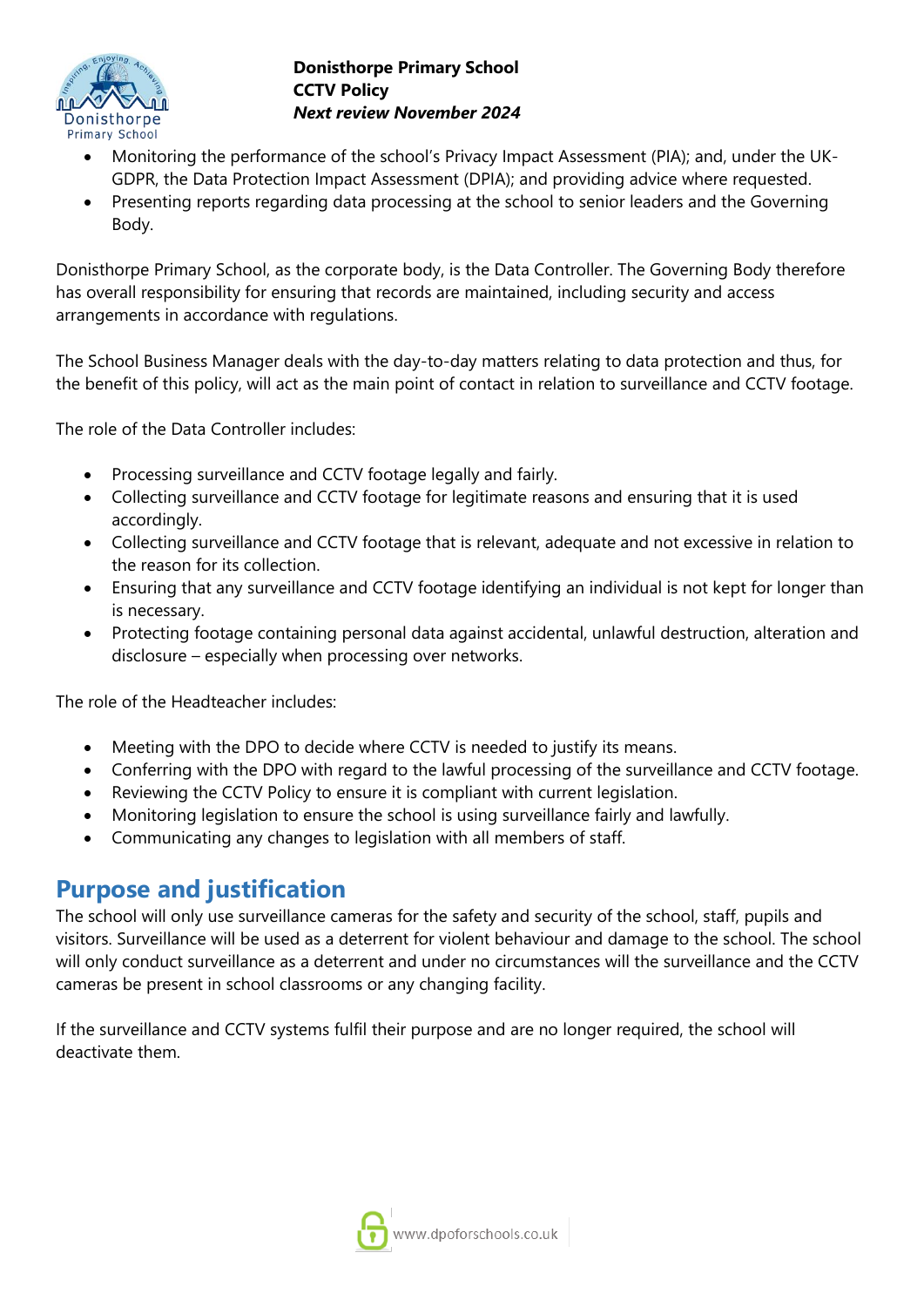- Monitoring the performance of the school's Privacy Impact Assessment (PIA); and, under the UK-GDPR, the Data Protection Impact Assessment (DPIA); and providing advice where requested.
- Presenting reports regarding data processing at the school to senior leaders and the Governing Body.

Donisthorpe Primary School, as the corporate body, is the Data Controller. The Governing Body therefore has overall responsibility for ensuring that records are maintained, including security and access arrangements in accordance with regulations.

The School Business Manager deals with the day-to-day matters relating to data protection and thus, for the benefit of this policy, will act as the main point of contact in relation to surveillance and CCTV footage.

The role of the Data Controller includes:

- Processing surveillance and CCTV footage legally and fairly.
- Collecting surveillance and CCTV footage for legitimate reasons and ensuring that it is used accordingly.
- Collecting surveillance and CCTV footage that is relevant, adequate and not excessive in relation to the reason for its collection.
- Ensuring that any surveillance and CCTV footage identifying an individual is not kept for longer than is necessary.
- Protecting footage containing personal data against accidental, unlawful destruction, alteration and disclosure – especially when processing over networks.

The role of the Headteacher includes:

- Meeting with the DPO to decide where CCTV is needed to justify its means.
- Conferring with the DPO with regard to the lawful processing of the surveillance and CCTV footage.
- Reviewing the CCTV Policy to ensure it is compliant with current legislation.
- Monitoring legislation to ensure the school is using surveillance fairly and lawfully.
- Communicating any changes to legislation with all members of staff.

## Purpose and justification

The school will only use surveillance cameras for the safety and security of the school, staff, pupils and visitors. Surveillance will be used as a deterrent for violent behaviour and damage to the school. The school will only conduct surveillance as a deterrent and under no circumstances will the surveillance and the CCTV cameras be present in school classrooms or any changing facility.

If the surveillance and CCTV systems fulfil their purpose and are no longer required, the school will deactivate them.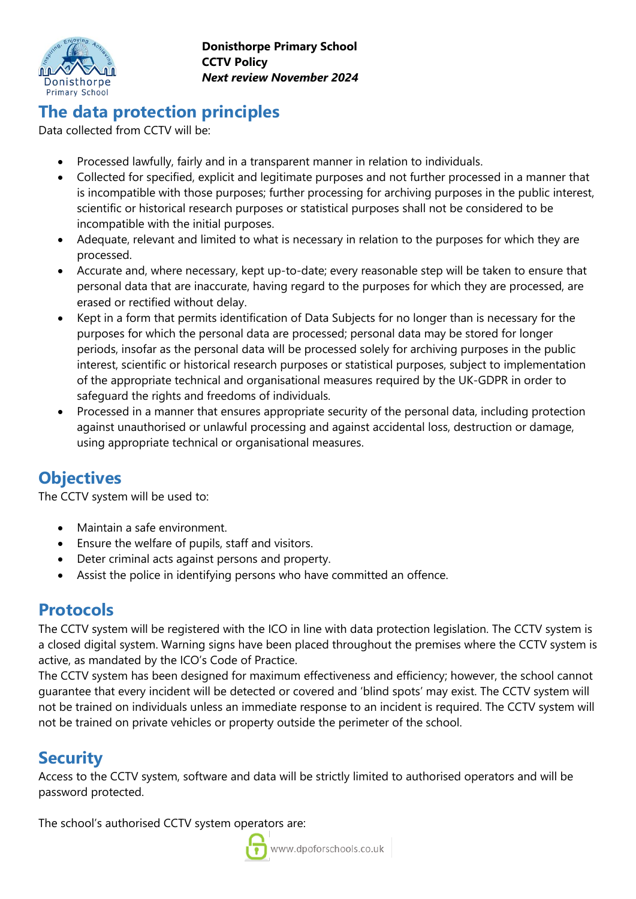## The data protection principles

Data collected from CCTV will be:

- Processed lawfully, fairly and in a transparent manner in relation to individuals.
- Collected for specified, explicit and legitimate purposes and not further processed in a manner that is incompatible with those purposes; further processing for archiving purposes in the public interest, scientific or historical research purposes or statistical purposes shall not be considered to be incompatible with the initial purposes.
- Adequate, relevant and limited to what is necessary in relation to the purposes for which they are processed.
- Accurate and, where necessary, kept up-to-date; every reasonable step will be taken to ensure that personal data that are inaccurate, having regard to the purposes for which they are processed, are erased or rectified without delay.
- Kept in a form that permits identification of Data Subjects for no longer than is necessary for the purposes for which the personal data are processed; personal data may be stored for longer periods, insofar as the personal data will be processed solely for archiving purposes in the public interest, scientific or historical research purposes or statistical purposes, subject to implementation of the appropriate technical and organisational measures required by the UK-GDPR in order to safeguard the rights and freedoms of individuals.
- Processed in a manner that ensures appropriate security of the personal data, including protection against unauthorised or unlawful processing and against accidental loss, destruction or damage, using appropriate technical or organisational measures.

## Objectives

The CCTV system will be used to:

- Maintain a safe environment.
- Ensure the welfare of pupils, staff and visitors.
- Deter criminal acts against persons and property.
- Assist the police in identifying persons who have committed an offence.

## Protocols

The CCTV system will be registered with the ICO in line with data protection legislation. The CCTV system is a closed digital system. Warning signs have been placed throughout the premises where the CCTV system is active, as mandated by the ICO's Code of Practice.
The CCTV system has been designed for maximum effectiveness and efficiency; however, the school cannot guarantee that every incident will be detected or covered and 'blind spots' may exist. The CCTV system will not be trained on individuals unless an immediate response to an incident is required. The CCTV system will not be trained on private vehicles or property outside the perimeter of the school.

## Security

Access to the CCTV system, software and data will be strictly limited to authorised operators and will be password protected.

The school's authorised CCTV system operators are: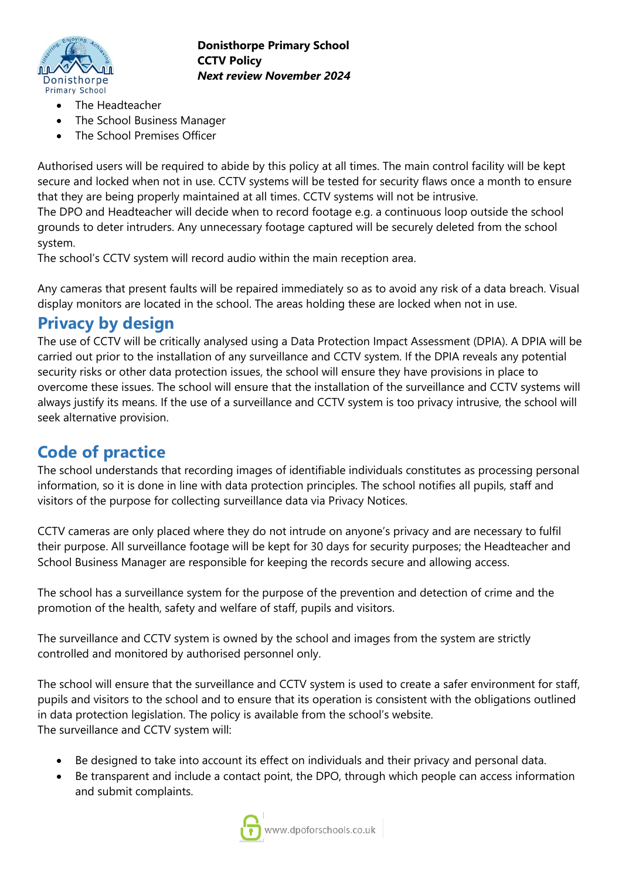- The Headteacher
- The School Business Manager
- The School Premises Officer

Authorised users will be required to abide by this policy at all times. The main control facility will be kept secure and locked when not in use. CCTV systems will be tested for security flaws once a month to ensure that they are being properly maintained at all times. CCTV systems will not be intrusive.
The DPO and Headteacher will decide when to record footage e.g. a continuous loop outside the school grounds to deter intruders. Any unnecessary footage captured will be securely deleted from the school system.
The school's CCTV system will record audio within the main reception area.

Any cameras that present faults will be repaired immediately so as to avoid any risk of a data breach. Visual display monitors are located in the school. The areas holding these are locked when not in use.

## Privacy by design

The use of CCTV will be critically analysed using a Data Protection Impact Assessment (DPIA). A DPIA will be carried out prior to the installation of any surveillance and CCTV system. If the DPIA reveals any potential security risks or other data protection issues, the school will ensure they have provisions in place to overcome these issues. The school will ensure that the installation of the surveillance and CCTV systems will always justify its means. If the use of a surveillance and CCTV system is too privacy intrusive, the school will seek alternative provision.

## Code of practice

The school understands that recording images of identifiable individuals constitutes as processing personal information, so it is done in line with data protection principles. The school notifies all pupils, staff and visitors of the purpose for collecting surveillance data via Privacy Notices.

CCTV cameras are only placed where they do not intrude on anyone's privacy and are necessary to fulfil their purpose. All surveillance footage will be kept for 30 days for security purposes; the Headteacher and School Business Manager are responsible for keeping the records secure and allowing access.

The school has a surveillance system for the purpose of the prevention and detection of crime and the promotion of the health, safety and welfare of staff, pupils and visitors.

The surveillance and CCTV system is owned by the school and images from the system are strictly controlled and monitored by authorised personnel only.

The school will ensure that the surveillance and CCTV system is used to create a safer environment for staff, pupils and visitors to the school and to ensure that its operation is consistent with the obligations outlined in data protection legislation. The policy is available from the school's website.
The surveillance and CCTV system will:

- Be designed to take into account its effect on individuals and their privacy and personal data.
- Be transparent and include a contact point, the DPO, through which people can access information and submit complaints.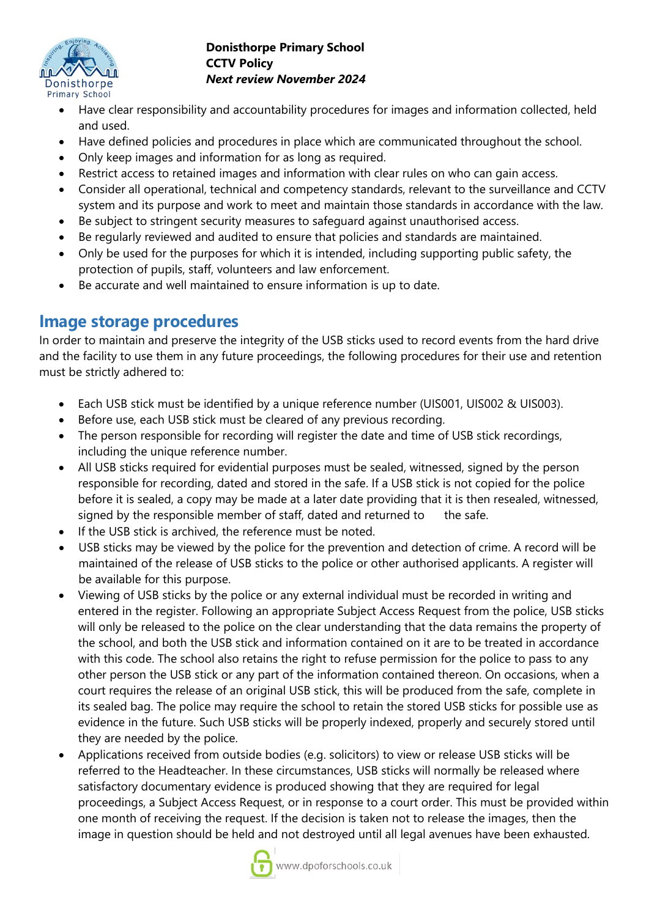- Have clear responsibility and accountability procedures for images and information collected, held and used.
- Have defined policies and procedures in place which are communicated throughout the school.
- Only keep images and information for as long as required.
- Restrict access to retained images and information with clear rules on who can gain access.
- Consider all operational, technical and competency standards, relevant to the surveillance and CCTV system and its purpose and work to meet and maintain those standards in accordance with the law.
- Be subject to stringent security measures to safeguard against unauthorised access.
- Be regularly reviewed and audited to ensure that policies and standards are maintained.
- Only be used for the purposes for which it is intended, including supporting public safety, the protection of pupils, staff, volunteers and law enforcement.
- Be accurate and well maintained to ensure information is up to date.

## Image storage procedures

In order to maintain and preserve the integrity of the USB sticks used to record events from the hard drive and the facility to use them in any future proceedings, the following procedures for their use and retention must be strictly adhered to:

- Each USB stick must be identified by a unique reference number (UIS001, UIS002 & UIS003).
- Before use, each USB stick must be cleared of any previous recording.
- The person responsible for recording will register the date and time of USB stick recordings, including the unique reference number.
- All USB sticks required for evidential purposes must be sealed, witnessed, signed by the person responsible for recording, dated and stored in the safe. If a USB stick is not copied for the police before it is sealed, a copy may be made at a later date providing that it is then resealed, witnessed, signed by the responsible member of staff, dated and returned to the safe.
- If the USB stick is archived, the reference must be noted.
- USB sticks may be viewed by the police for the prevention and detection of crime. A record will be maintained of the release of USB sticks to the police or other authorised applicants. A register will be available for this purpose.
- Viewing of USB sticks by the police or any external individual must be recorded in writing and entered in the register. Following an appropriate Subject Access Request from the police, USB sticks will only be released to the police on the clear understanding that the data remains the property of the school, and both the USB stick and information contained on it are to be treated in accordance with this code. The school also retains the right to refuse permission for the police to pass to any other person the USB stick or any part of the information contained thereon. On occasions, when a court requires the release of an original USB stick, this will be produced from the safe, complete in its sealed bag. The police may require the school to retain the stored USB sticks for possible use as evidence in the future. Such USB sticks will be properly indexed, properly and securely stored until they are needed by the police.
- Applications received from outside bodies (e.g. solicitors) to view or release USB sticks will be referred to the Headteacher. In these circumstances, USB sticks will normally be released where satisfactory documentary evidence is produced showing that they are required for legal proceedings, a Subject Access Request, or in response to a court order. This must be provided within one month of receiving the request. If the decision is taken not to release the images, then the image in question should be held and not destroyed until all legal avenues have been exhausted.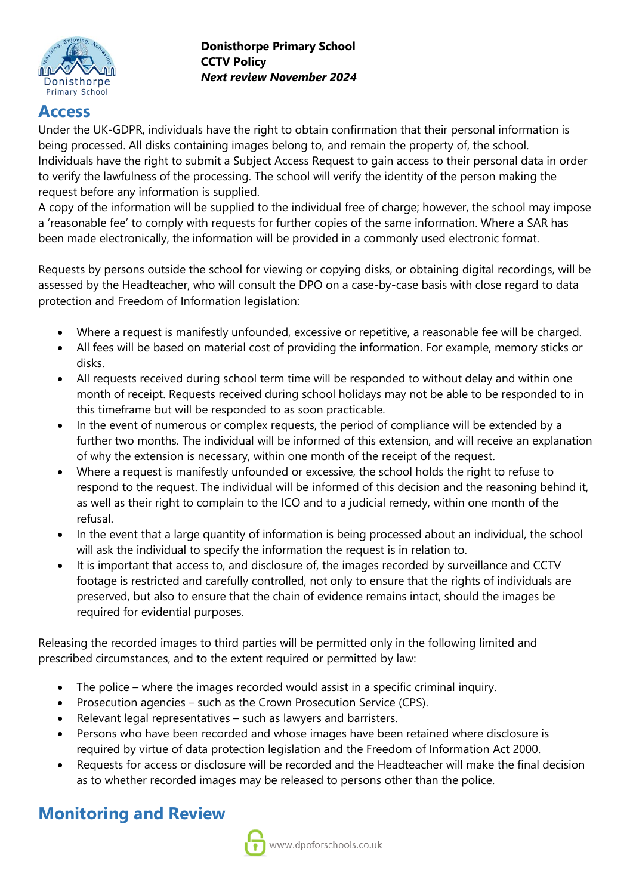## Access

Under the UK-GDPR, individuals have the right to obtain confirmation that their personal information is being processed. All disks containing images belong to, and remain the property of, the school. Individuals have the right to submit a Subject Access Request to gain access to their personal data in order to verify the lawfulness of the processing. The school will verify the identity of the person making the request before any information is supplied.
A copy of the information will be supplied to the individual free of charge; however, the school may impose a 'reasonable fee' to comply with requests for further copies of the same information. Where a SAR has been made electronically, the information will be provided in a commonly used electronic format.

Requests by persons outside the school for viewing or copying disks, or obtaining digital recordings, will be assessed by the Headteacher, who will consult the DPO on a case-by-case basis with close regard to data protection and Freedom of Information legislation:

- Where a request is manifestly unfounded, excessive or repetitive, a reasonable fee will be charged.
- All fees will be based on material cost of providing the information. For example, memory sticks or disks.
- All requests received during school term time will be responded to without delay and within one month of receipt. Requests received during school holidays may not be able to be responded to in this timeframe but will be responded to as soon practicable.
- In the event of numerous or complex requests, the period of compliance will be extended by a further two months. The individual will be informed of this extension, and will receive an explanation of why the extension is necessary, within one month of the receipt of the request.
- Where a request is manifestly unfounded or excessive, the school holds the right to refuse to respond to the request. The individual will be informed of this decision and the reasoning behind it, as well as their right to complain to the ICO and to a judicial remedy, within one month of the refusal.
- In the event that a large quantity of information is being processed about an individual, the school will ask the individual to specify the information the request is in relation to.
- It is important that access to, and disclosure of, the images recorded by surveillance and CCTV footage is restricted and carefully controlled, not only to ensure that the rights of individuals are preserved, but also to ensure that the chain of evidence remains intact, should the images be required for evidential purposes.

Releasing the recorded images to third parties will be permitted only in the following limited and prescribed circumstances, and to the extent required or permitted by law:

- The police – where the images recorded would assist in a specific criminal inquiry.
- Prosecution agencies – such as the Crown Prosecution Service (CPS).
- Relevant legal representatives – such as lawyers and barristers.
- Persons who have been recorded and whose images have been retained where disclosure is required by virtue of data protection legislation and the Freedom of Information Act 2000.
- Requests for access or disclosure will be recorded and the Headteacher will make the final decision as to whether recorded images may be released to persons other than the police.

## Monitoring and Review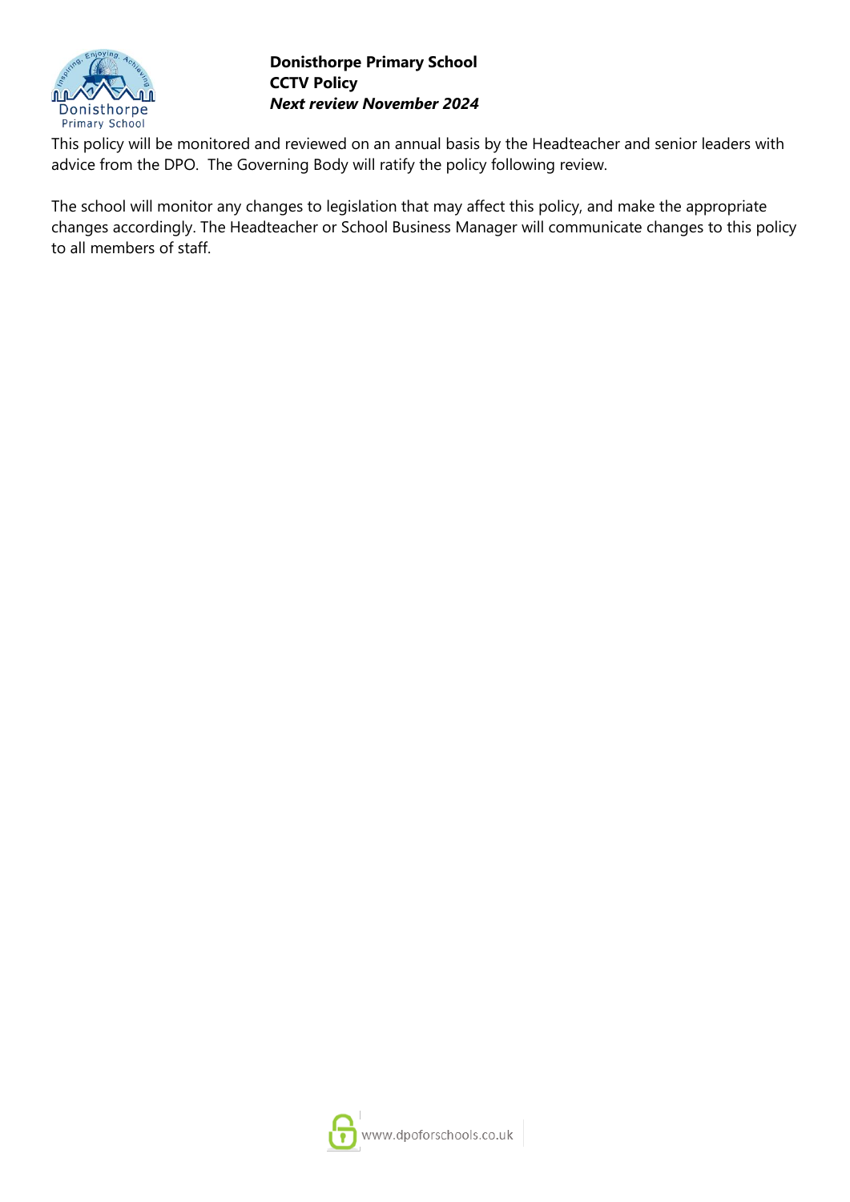This policy will be monitored and reviewed on an annual basis by the Headteacher and senior leaders with advice from the DPO. The Governing Body will ratify the policy following review.

The school will monitor any changes to legislation that may affect this policy, and make the appropriate changes accordingly. The Headteacher or School Business Manager will communicate changes to this policy to all members of staff.